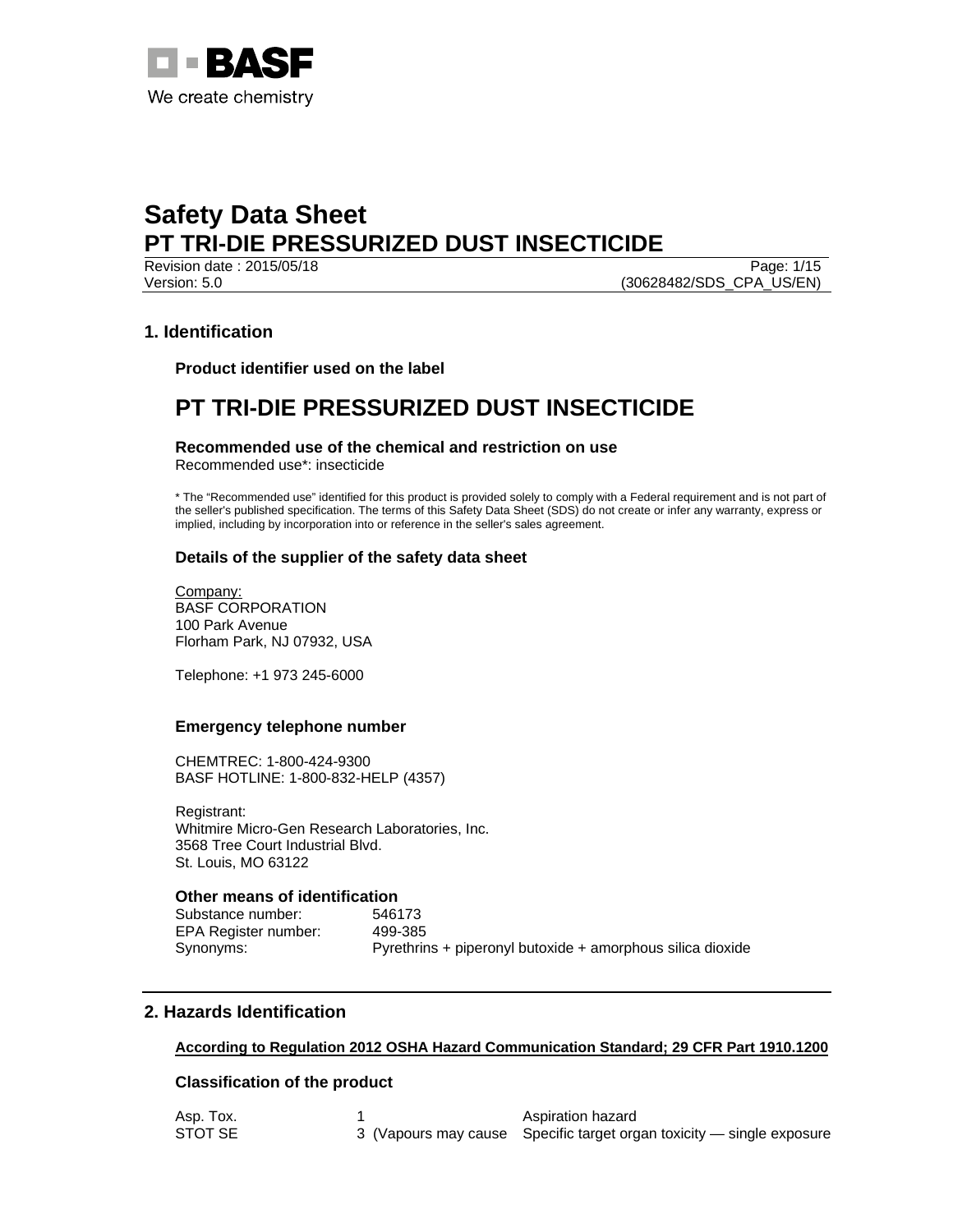# Safety Data Sheet
# PT TRI-DIE PRESSURIZED DUST INSECTICIDE

Revision date : 2015/05/18
Version: 5.0 (30628482/SDS_CPA_US/EN)

## 1. Identification

### Product identifier used on the label

# PT TRI-DIE PRESSURIZED DUST INSECTICIDE

### Recommended use of the chemical and restriction on use

Recommended use*: insecticide

* The "Recommended use" identified for this product is provided solely to comply with a Federal requirement and is not part of the seller's published specification. The terms of this Safety Data Sheet (SDS) do not create or infer any warranty, express or implied, including by incorporation into or reference in the seller's sales agreement.

### Details of the supplier of the safety data sheet

Company:
BASF CORPORATION
100 Park Avenue
Florham Park, NJ 07932, USA

Telephone: +1 973 245-6000

### Emergency telephone number

CHEMTREC: 1-800-424-9300
BASF HOTLINE: 1-800-832-HELP (4357)

Registrant:
Whitmire Micro-Gen Research Laboratories, Inc.
3568 Tree Court Industrial Blvd.
St. Louis, MO 63122

### Other means of identification

| | |
|---|---|
| Substance number: | 546173 |
| EPA Register number: | 499-385 |
| Synonyms: | Pyrethrins + piperonyl butoxide + amorphous silica dioxide |

## 2. Hazards Identification

**According to Regulation 2012 OSHA Hazard Communication Standard; 29 CFR Part 1910.1200**

### Classification of the product

| | | |
|---|---|---|
| Asp. Tox. | 1 | Aspiration hazard |
| STOT SE | 3 (Vapours may cause | Specific target organ toxicity — single exposure |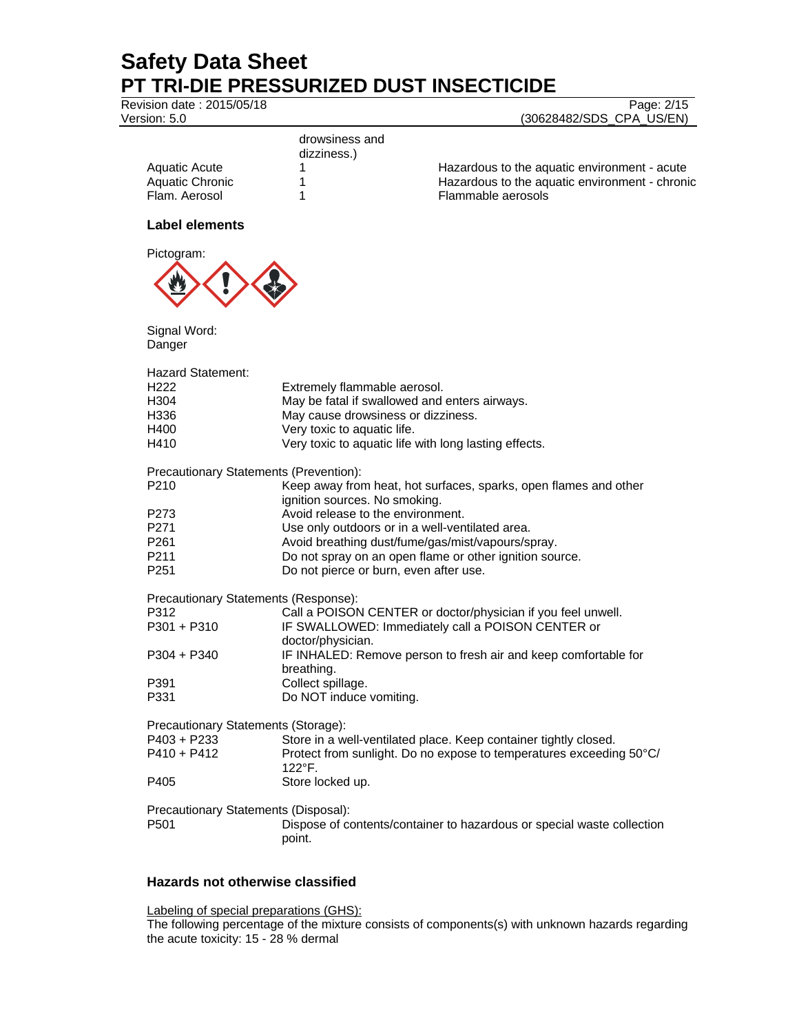drowsiness and dizziness.)

| | | |
|---|---|---|
| Aquatic Acute | 1 | Hazardous to the aquatic environment - acute |
| Aquatic Chronic | 1 | Hazardous to the aquatic environment - chronic |
| Flam. Aerosol | 1 | Flammable aerosols |

### Label elements

Pictogram:

Signal Word:
Danger

Hazard Statement:

| | |
|---|---|
| H222 | Extremely flammable aerosol. |
| H304 | May be fatal if swallowed and enters airways. |
| H336 | May cause drowsiness or dizziness. |
| H400 | Very toxic to aquatic life. |
| H410 | Very toxic to aquatic life with long lasting effects. |

Precautionary Statements (Prevention):

| | |
|---|---|
| P210 | Keep away from heat, hot surfaces, sparks, open flames and other ignition sources. No smoking. |
| P273 | Avoid release to the environment. |
| P271 | Use only outdoors or in a well-ventilated area. |
| P261 | Avoid breathing dust/fume/gas/mist/vapours/spray. |
| P211 | Do not spray on an open flame or other ignition source. |
| P251 | Do not pierce or burn, even after use. |

Precautionary Statements (Response):

| | |
|---|---|
| P312 | Call a POISON CENTER or doctor/physician if you feel unwell. |
| P301 + P310 | IF SWALLOWED: Immediately call a POISON CENTER or doctor/physician. |
| P304 + P340 | IF INHALED: Remove person to fresh air and keep comfortable for breathing. |
| P391 | Collect spillage. |
| P331 | Do NOT induce vomiting. |

Precautionary Statements (Storage):

| | |
|---|---|
| P403 + P233 | Store in a well-ventilated place. Keep container tightly closed. |
| P410 + P412 | Protect from sunlight. Do no expose to temperatures exceeding 50°C/ 122°F. |
| P405 | Store locked up. |

Precautionary Statements (Disposal):

| | |
|---|---|
| P501 | Dispose of contents/container to hazardous or special waste collection point. |

### Hazards not otherwise classified

Labeling of special preparations (GHS):
The following percentage of the mixture consists of components(s) with unknown hazards regarding the acute toxicity: 15 - 28 % dermal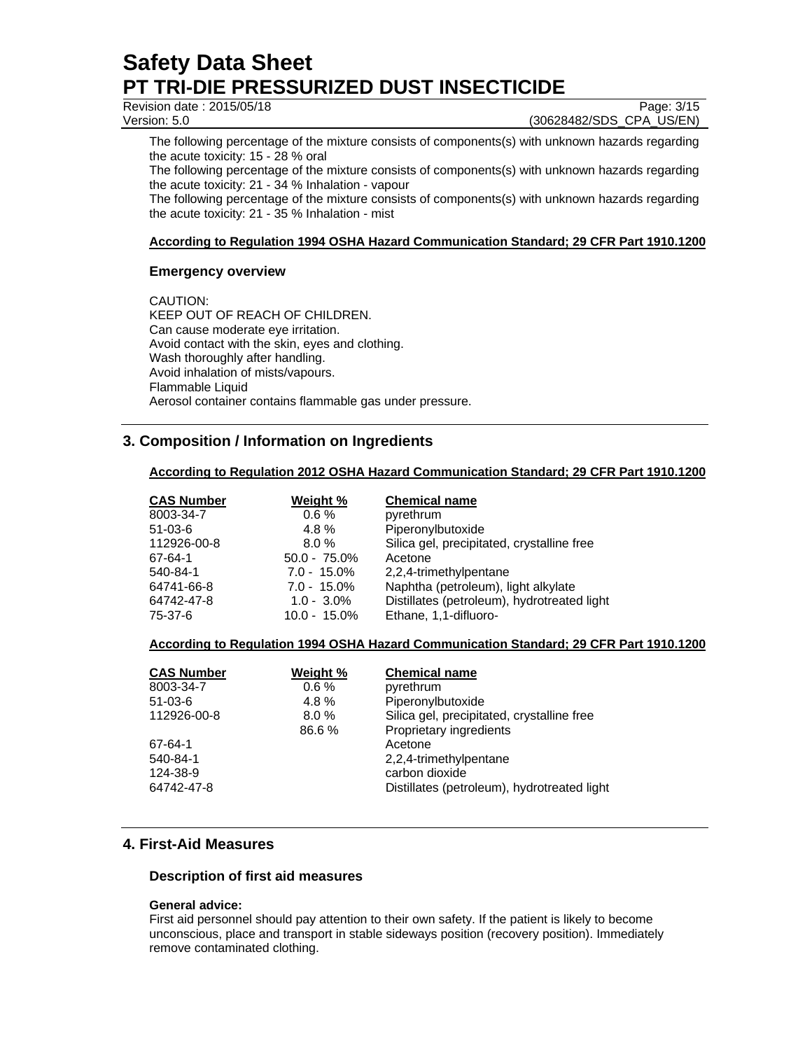The following percentage of the mixture consists of components(s) with unknown hazards regarding the acute toxicity: 15 - 28 % oral

The following percentage of the mixture consists of components(s) with unknown hazards regarding the acute toxicity: 21 - 34 % Inhalation - vapour

The following percentage of the mixture consists of components(s) with unknown hazards regarding the acute toxicity: 21 - 35 % Inhalation - mist

**According to Regulation 1994 OSHA Hazard Communication Standard; 29 CFR Part 1910.1200**

### Emergency overview

CAUTION:
KEEP OUT OF REACH OF CHILDREN.
Can cause moderate eye irritation.
Avoid contact with the skin, eyes and clothing.
Wash thoroughly after handling.
Avoid inhalation of mists/vapours.
Flammable Liquid
Aerosol container contains flammable gas under pressure.

## 3. Composition / Information on Ingredients

**According to Regulation 2012 OSHA Hazard Communication Standard; 29 CFR Part 1910.1200**

| CAS Number | Weight % | Chemical name |
|---|---|---|
| 8003-34-7 | 0.6 % | pyrethrum |
| 51-03-6 | 4.8 % | Piperonylbutoxide |
| 112926-00-8 | 8.0 % | Silica gel, precipitated, crystalline free |
| 67-64-1 | 50.0 - 75.0% | Acetone |
| 540-84-1 | 7.0 - 15.0% | 2,2,4-trimethylpentane |
| 64741-66-8 | 7.0 - 15.0% | Naphtha (petroleum), light alkylate |
| 64742-47-8 | 1.0 - 3.0% | Distillates (petroleum), hydrotreated light |
| 75-37-6 | 10.0 - 15.0% | Ethane, 1,1-difluoro- |

**According to Regulation 1994 OSHA Hazard Communication Standard; 29 CFR Part 1910.1200**

| CAS Number | Weight % | Chemical name |
|---|---|---|
| 8003-34-7 | 0.6 % | pyrethrum |
| 51-03-6 | 4.8 % | Piperonylbutoxide |
| 112926-00-8 | 8.0 % | Silica gel, precipitated, crystalline free |
| | 86.6 % | Proprietary ingredients |
| 67-64-1 | | Acetone |
| 540-84-1 | | 2,2,4-trimethylpentane |
| 124-38-9 | | carbon dioxide |
| 64742-47-8 | | Distillates (petroleum), hydrotreated light |

## 4. First-Aid Measures

### Description of first aid measures

**General advice:**
First aid personnel should pay attention to their own safety. If the patient is likely to become unconscious, place and transport in stable sideways position (recovery position). Immediately remove contaminated clothing.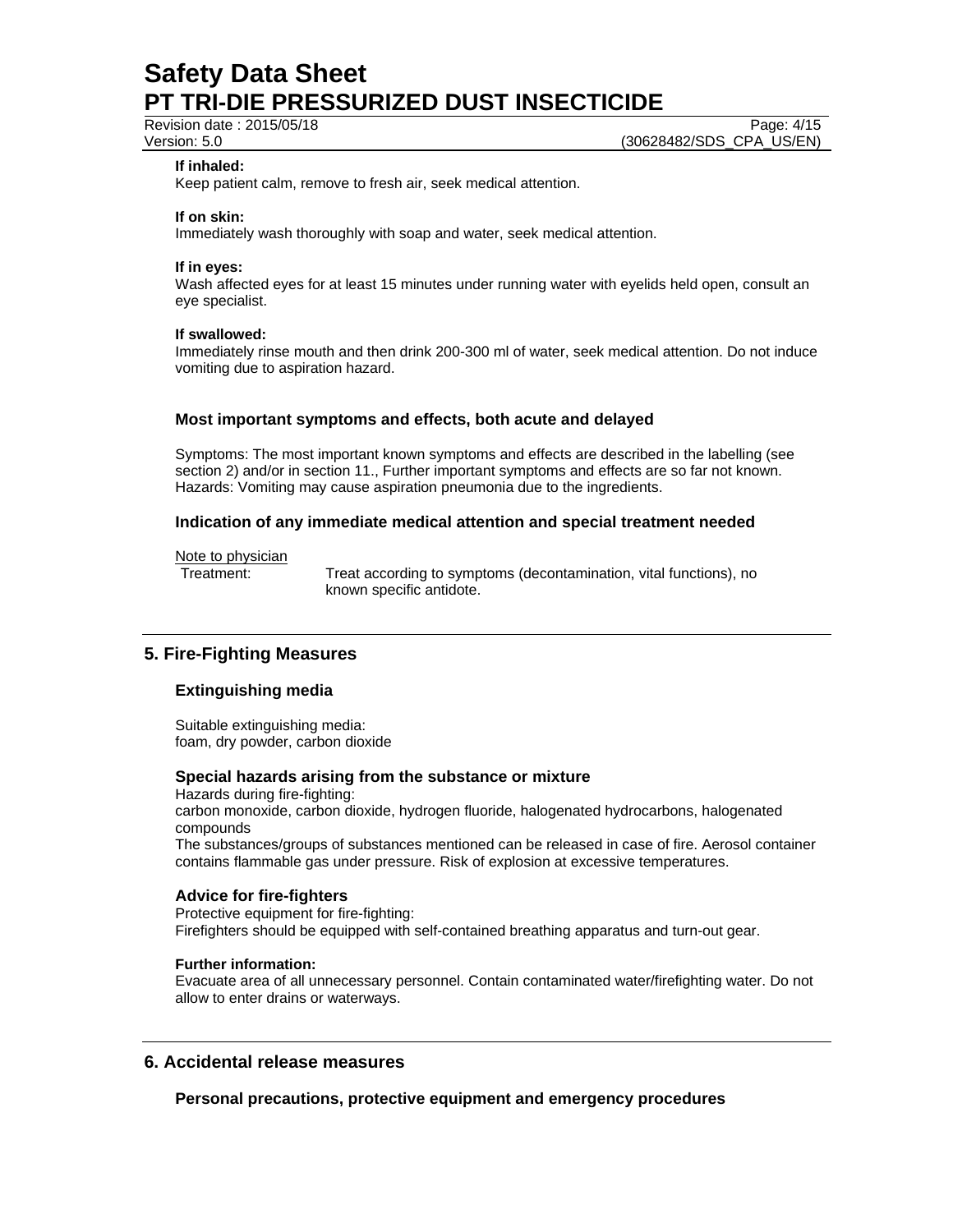**If inhaled:**
Keep patient calm, remove to fresh air, seek medical attention.

**If on skin:**
Immediately wash thoroughly with soap and water, seek medical attention.

**If in eyes:**
Wash affected eyes for at least 15 minutes under running water with eyelids held open, consult an eye specialist.

**If swallowed:**
Immediately rinse mouth and then drink 200-300 ml of water, seek medical attention. Do not induce vomiting due to aspiration hazard.

### Most important symptoms and effects, both acute and delayed

Symptoms: The most important known symptoms and effects are described in the labelling (see section 2) and/or in section 11., Further important symptoms and effects are so far not known.
Hazards: Vomiting may cause aspiration pneumonia due to the ingredients.

### Indication of any immediate medical attention and special treatment needed

Note to physician

Treatment: Treat according to symptoms (decontamination, vital functions), no known specific antidote.

## 5. Fire-Fighting Measures

### Extinguishing media

Suitable extinguishing media:
foam, dry powder, carbon dioxide

### Special hazards arising from the substance or mixture

Hazards during fire-fighting:
carbon monoxide, carbon dioxide, hydrogen fluoride, halogenated hydrocarbons, halogenated compounds
The substances/groups of substances mentioned can be released in case of fire. Aerosol container contains flammable gas under pressure. Risk of explosion at excessive temperatures.

### Advice for fire-fighters

Protective equipment for fire-fighting:
Firefighters should be equipped with self-contained breathing apparatus and turn-out gear.

**Further information:**
Evacuate area of all unnecessary personnel. Contain contaminated water/firefighting water. Do not allow to enter drains or waterways.

## 6. Accidental release measures

### Personal precautions, protective equipment and emergency procedures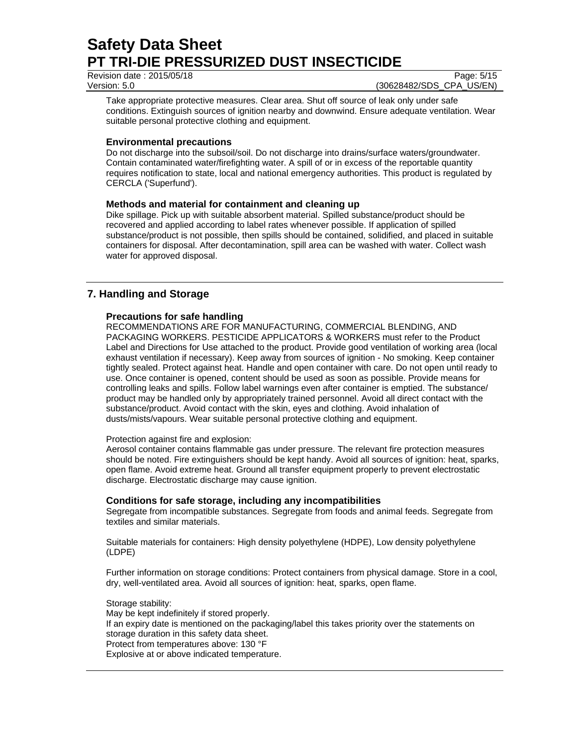Take appropriate protective measures. Clear area. Shut off source of leak only under safe conditions. Extinguish sources of ignition nearby and downwind. Ensure adequate ventilation. Wear suitable personal protective clothing and equipment.

### Environmental precautions

Do not discharge into the subsoil/soil. Do not discharge into drains/surface waters/groundwater. Contain contaminated water/firefighting water. A spill of or in excess of the reportable quantity requires notification to state, local and national emergency authorities. This product is regulated by CERCLA ('Superfund').

### Methods and material for containment and cleaning up

Dike spillage. Pick up with suitable absorbent material. Spilled substance/product should be recovered and applied according to label rates whenever possible. If application of spilled substance/product is not possible, then spills should be contained, solidified, and placed in suitable containers for disposal. After decontamination, spill area can be washed with water. Collect wash water for approved disposal.

## 7. Handling and Storage

### Precautions for safe handling

RECOMMENDATIONS ARE FOR MANUFACTURING, COMMERCIAL BLENDING, AND PACKAGING WORKERS. PESTICIDE APPLICATORS & WORKERS must refer to the Product Label and Directions for Use attached to the product. Provide good ventilation of working area (local exhaust ventilation if necessary). Keep away from sources of ignition - No smoking. Keep container tightly sealed. Protect against heat. Handle and open container with care. Do not open until ready to use. Once container is opened, content should be used as soon as possible. Provide means for controlling leaks and spills. Follow label warnings even after container is emptied. The substance/ product may be handled only by appropriately trained personnel. Avoid all direct contact with the substance/product. Avoid contact with the skin, eyes and clothing. Avoid inhalation of dusts/mists/vapours. Wear suitable personal protective clothing and equipment.

Protection against fire and explosion:
Aerosol container contains flammable gas under pressure. The relevant fire protection measures should be noted. Fire extinguishers should be kept handy. Avoid all sources of ignition: heat, sparks, open flame. Avoid extreme heat. Ground all transfer equipment properly to prevent electrostatic discharge. Electrostatic discharge may cause ignition.

### Conditions for safe storage, including any incompatibilities

Segregate from incompatible substances. Segregate from foods and animal feeds. Segregate from textiles and similar materials.

Suitable materials for containers: High density polyethylene (HDPE), Low density polyethylene (LDPE)

Further information on storage conditions: Protect containers from physical damage. Store in a cool, dry, well-ventilated area. Avoid all sources of ignition: heat, sparks, open flame.

Storage stability:
May be kept indefinitely if stored properly.
If an expiry date is mentioned on the packaging/label this takes priority over the statements on storage duration in this safety data sheet.
Protect from temperatures above: 130 °F
Explosive at or above indicated temperature.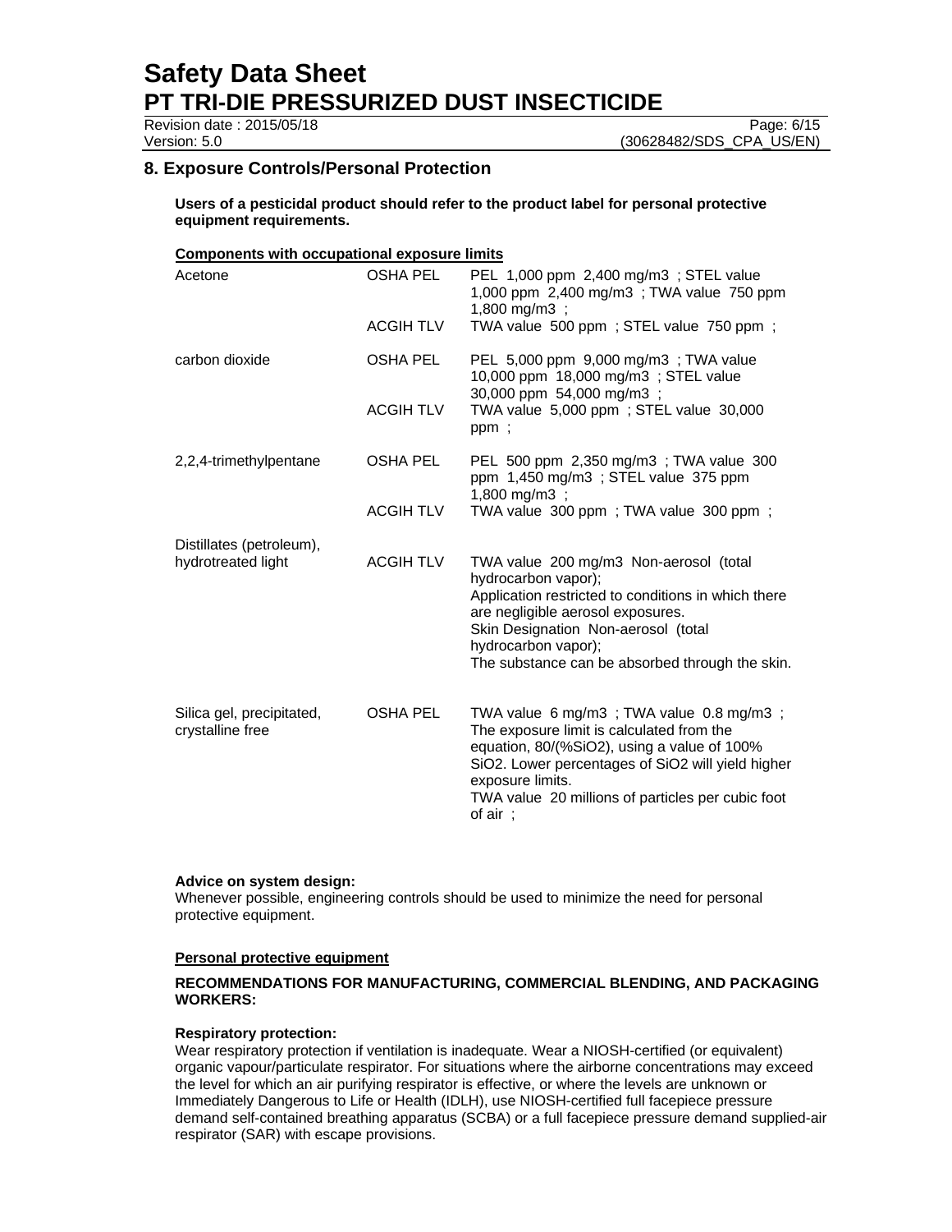# Safety Data Sheet
# PT TRI-DIE PRESSURIZED DUST INSECTICIDE

Revision date : 2015/05/18
Version: 5.0
(30628482/SDS_CPA_US/EN)

## 8. Exposure Controls/Personal Protection

**Users of a pesticidal product should refer to the product label for personal protective equipment requirements.**

**Components with occupational exposure limits**

| Component | Type | Values |
|---|---|---|
| Acetone | OSHA PEL | PEL 1,000 ppm 2,400 mg/m3 ; STEL value 1,000 ppm 2,400 mg/m3 ; TWA value 750 ppm 1,800 mg/m3 ; |
| | ACGIH TLV | TWA value 500 ppm ; STEL value 750 ppm ; |
| carbon dioxide | OSHA PEL | PEL 5,000 ppm 9,000 mg/m3 ; TWA value 10,000 ppm 18,000 mg/m3 ; STEL value 30,000 ppm 54,000 mg/m3 ; |
| | ACGIH TLV | TWA value 5,000 ppm ; STEL value 30,000 ppm ; |
| 2,2,4-trimethylpentane | OSHA PEL | PEL 500 ppm 2,350 mg/m3 ; TWA value 300 ppm 1,450 mg/m3 ; STEL value 375 ppm 1,800 mg/m3 ; |
| | ACGIH TLV | TWA value 300 ppm ; TWA value 300 ppm ; |
| Distillates (petroleum), hydrotreated light | ACGIH TLV | TWA value 200 mg/m3 Non-aerosol (total hydrocarbon vapor); Application restricted to conditions in which there are negligible aerosol exposures. Skin Designation Non-aerosol (total hydrocarbon vapor); The substance can be absorbed through the skin. |
| Silica gel, precipitated, crystalline free | OSHA PEL | TWA value 6 mg/m3 ; TWA value 0.8 mg/m3 ; The exposure limit is calculated from the equation, 80/(%SiO2), using a value of 100% SiO2. Lower percentages of SiO2 will yield higher exposure limits. TWA value 20 millions of particles per cubic foot of air ; |

**Advice on system design:**
Whenever possible, engineering controls should be used to minimize the need for personal protective equipment.

**Personal protective equipment**

**RECOMMENDATIONS FOR MANUFACTURING, COMMERCIAL BLENDING, AND PACKAGING WORKERS:**

**Respiratory protection:**
Wear respiratory protection if ventilation is inadequate. Wear a NIOSH-certified (or equivalent) organic vapour/particulate respirator. For situations where the airborne concentrations may exceed the level for which an air purifying respirator is effective, or where the levels are unknown or Immediately Dangerous to Life or Health (IDLH), use NIOSH-certified full facepiece pressure demand self-contained breathing apparatus (SCBA) or a full facepiece pressure demand supplied-air respirator (SAR) with escape provisions.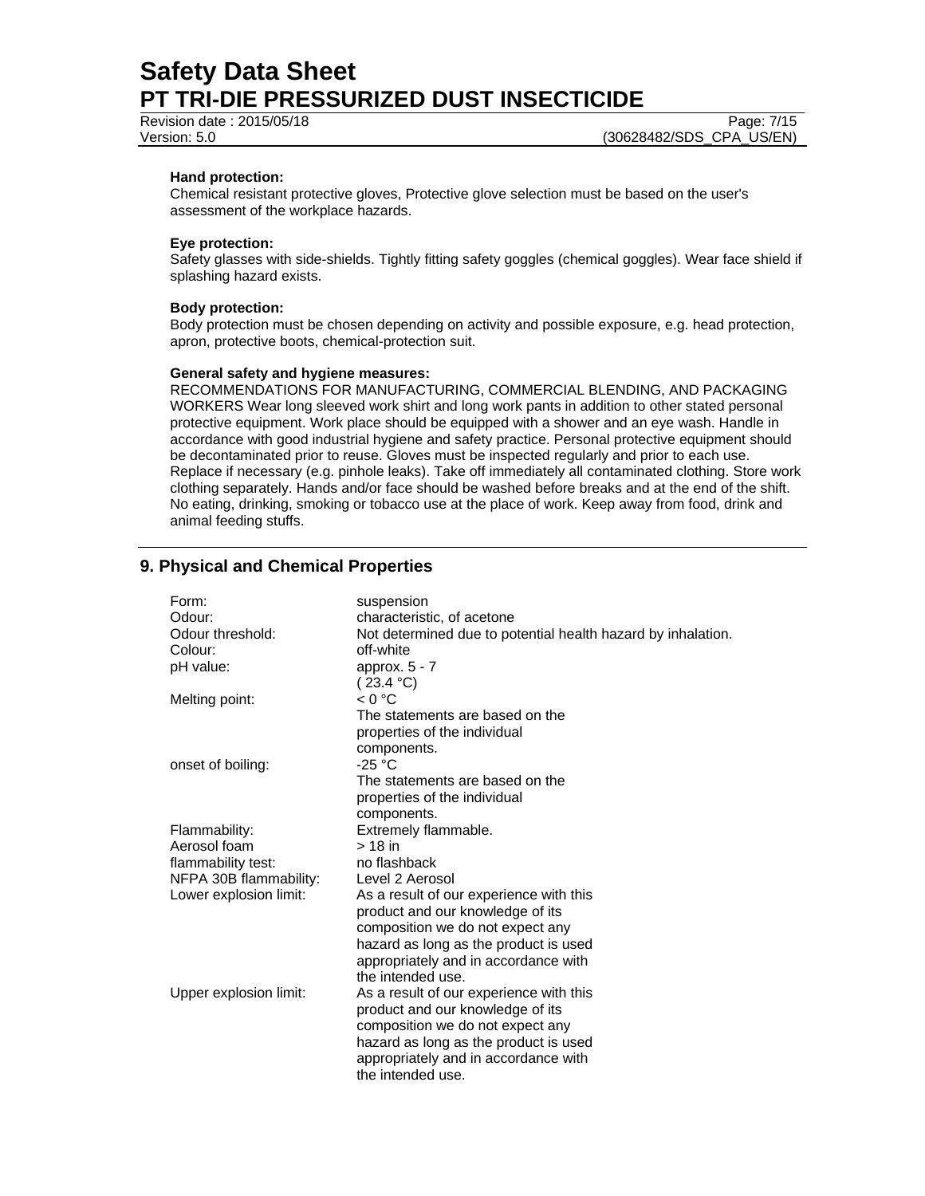**Hand protection:**

Chemical resistant protective gloves, Protective glove selection must be based on the user's assessment of the workplace hazards.

**Eye protection:**

Safety glasses with side-shields. Tightly fitting safety goggles (chemical goggles). Wear face shield if splashing hazard exists.

**Body protection:**

Body protection must be chosen depending on activity and possible exposure, e.g. head protection, apron, protective boots, chemical-protection suit.

**General safety and hygiene measures:**

RECOMMENDATIONS FOR MANUFACTURING, COMMERCIAL BLENDING, AND PACKAGING WORKERS Wear long sleeved work shirt and long work pants in addition to other stated personal protective equipment. Work place should be equipped with a shower and an eye wash. Handle in accordance with good industrial hygiene and safety practice. Personal protective equipment should be decontaminated prior to reuse. Gloves must be inspected regularly and prior to each use. Replace if necessary (e.g. pinhole leaks). Take off immediately all contaminated clothing. Store work clothing separately. Hands and/or face should be washed before breaks and at the end of the shift. No eating, drinking, smoking or tobacco use at the place of work. Keep away from food, drink and animal feeding stuffs.

## 9. Physical and Chemical Properties

| | |
|---|---|
| Form: | suspension |
| Odour: | characteristic, of acetone |
| Odour threshold: | Not determined due to potential health hazard by inhalation. |
| Colour: | off-white |
| pH value: | approx. 5 - 7 ( 23.4 °C) |
| Melting point: | < 0 °C The statements are based on the properties of the individual components. |
| onset of boiling: | -25 °C The statements are based on the properties of the individual components. |
| Flammability: | Extremely flammable. |
| Aerosol foam | > 18 in |
| flammability test: | no flashback |
| NFPA 30B flammability: | Level 2 Aerosol |
| Lower explosion limit: | As a result of our experience with this product and our knowledge of its composition we do not expect any hazard as long as the product is used appropriately and in accordance with the intended use. |
| Upper explosion limit: | As a result of our experience with this product and our knowledge of its composition we do not expect any hazard as long as the product is used appropriately and in accordance with the intended use. |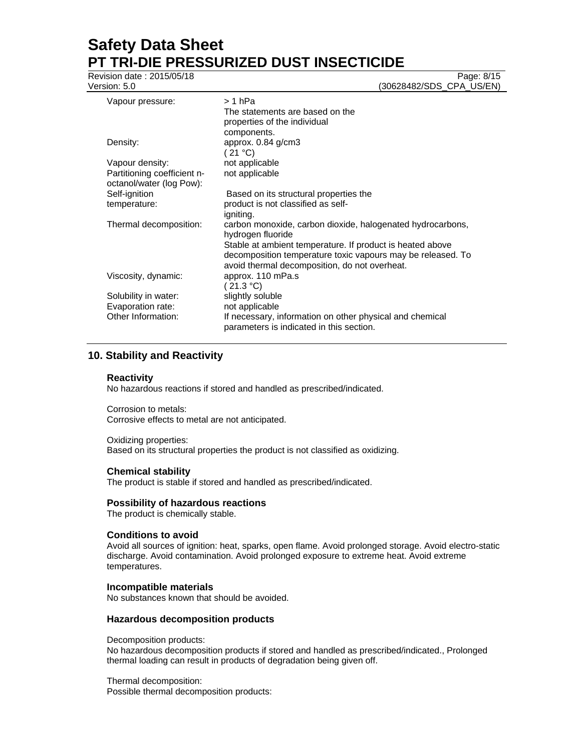| | |
|---|---|
| Vapour pressure: | > 1 hPa<br>The statements are based on the properties of the individual components. |
| Density: | approx. 0.84 g/cm3<br>( 21 °C) |
| Vapour density: | not applicable |
| Partitioning coefficient n-octanol/water (log Pow): | not applicable |
| Self-ignition temperature: | Based on its structural properties the product is not classified as self-igniting. |
| Thermal decomposition: | carbon monoxide, carbon dioxide, halogenated hydrocarbons, hydrogen fluoride<br>Stable at ambient temperature. If product is heated above decomposition temperature toxic vapours may be released. To avoid thermal decomposition, do not overheat. |
| Viscosity, dynamic: | approx. 110 mPa.s<br>( 21.3 °C) |
| Solubility in water: | slightly soluble |
| Evaporation rate: | not applicable |
| Other Information: | If necessary, information on other physical and chemical parameters is indicated in this section. |

## 10. Stability and Reactivity

### Reactivity

No hazardous reactions if stored and handled as prescribed/indicated.

Corrosion to metals:
Corrosive effects to metal are not anticipated.

Oxidizing properties:
Based on its structural properties the product is not classified as oxidizing.

### Chemical stability

The product is stable if stored and handled as prescribed/indicated.

### Possibility of hazardous reactions

The product is chemically stable.

### Conditions to avoid

Avoid all sources of ignition: heat, sparks, open flame. Avoid prolonged storage. Avoid electro-static discharge. Avoid contamination. Avoid prolonged exposure to extreme heat. Avoid extreme temperatures.

### Incompatible materials

No substances known that should be avoided.

### Hazardous decomposition products

Decomposition products:
No hazardous decomposition products if stored and handled as prescribed/indicated., Prolonged thermal loading can result in products of degradation being given off.

Thermal decomposition:
Possible thermal decomposition products: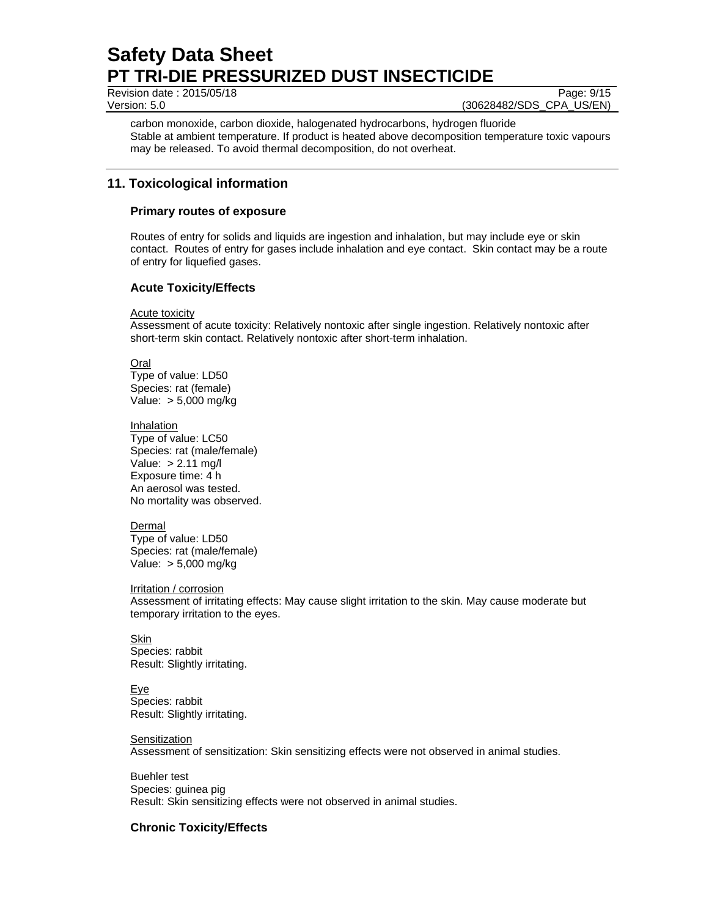carbon monoxide, carbon dioxide, halogenated hydrocarbons, hydrogen fluoride
Stable at ambient temperature. If product is heated above decomposition temperature toxic vapours may be released. To avoid thermal decomposition, do not overheat.

## 11. Toxicological information

### Primary routes of exposure

Routes of entry for solids and liquids are ingestion and inhalation, but may include eye or skin contact. Routes of entry for gases include inhalation and eye contact. Skin contact may be a route of entry for liquefied gases.

### Acute Toxicity/Effects

Acute toxicity
Assessment of acute toxicity: Relatively nontoxic after single ingestion. Relatively nontoxic after short-term skin contact. Relatively nontoxic after short-term inhalation.

Oral
Type of value: LD50
Species: rat (female)
Value: > 5,000 mg/kg

Inhalation
Type of value: LC50
Species: rat (male/female)
Value: > 2.11 mg/l
Exposure time: 4 h
An aerosol was tested.
No mortality was observed.

Dermal
Type of value: LD50
Species: rat (male/female)
Value: > 5,000 mg/kg

Irritation / corrosion
Assessment of irritating effects: May cause slight irritation to the skin. May cause moderate but temporary irritation to the eyes.

Skin
Species: rabbit
Result: Slightly irritating.

Eye
Species: rabbit
Result: Slightly irritating.

Sensitization
Assessment of sensitization: Skin sensitizing effects were not observed in animal studies.

Buehler test
Species: guinea pig
Result: Skin sensitizing effects were not observed in animal studies.

### Chronic Toxicity/Effects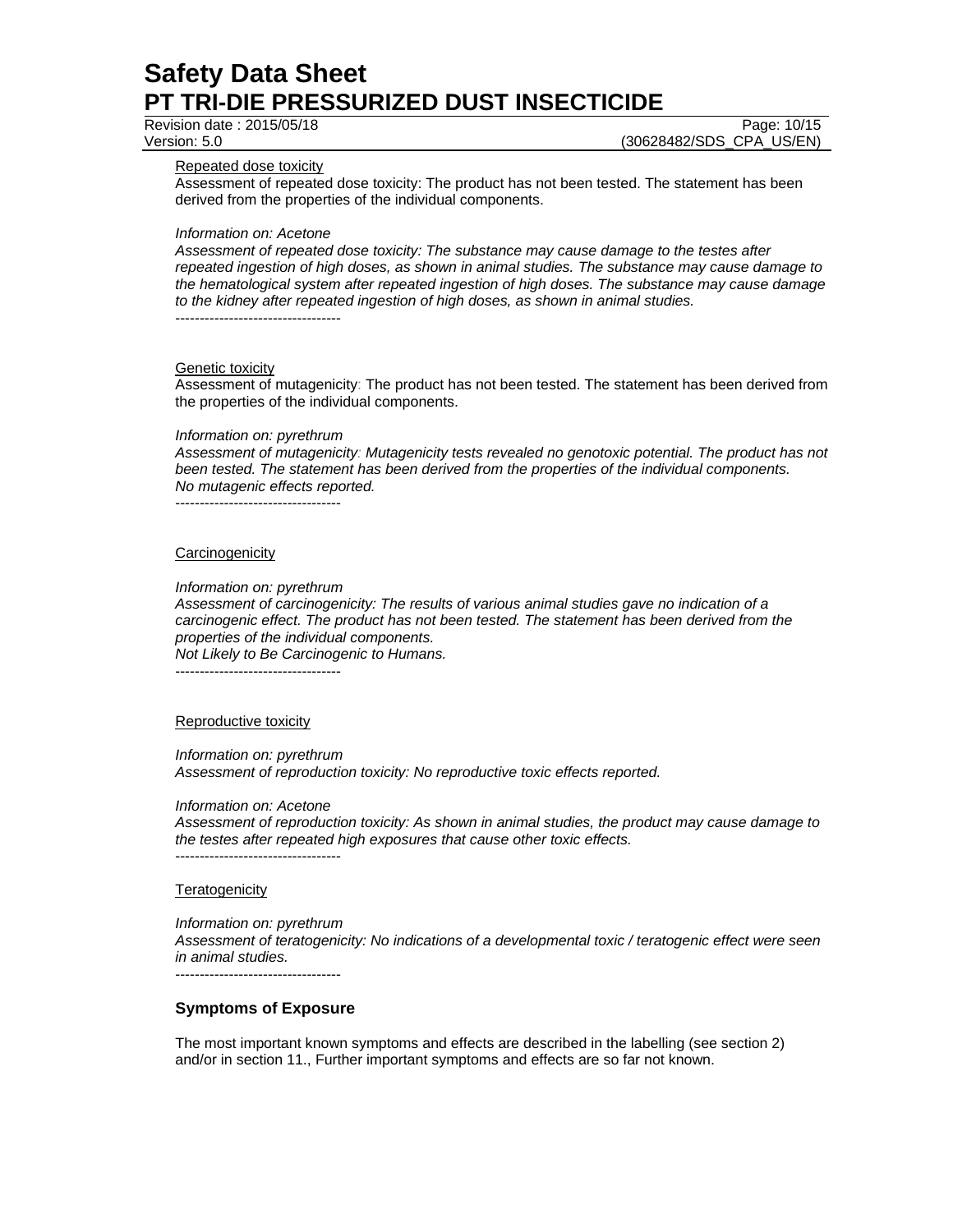Repeated dose toxicity

Assessment of repeated dose toxicity: The product has not been tested. The statement has been derived from the properties of the individual components.

*Information on: Acetone*

*Assessment of repeated dose toxicity: The substance may cause damage to the testes after repeated ingestion of high doses, as shown in animal studies. The substance may cause damage to the hematological system after repeated ingestion of high doses. The substance may cause damage to the kidney after repeated ingestion of high doses, as shown in animal studies.*

----------------------------------

Genetic toxicity

Assessment of mutagenicity: The product has not been tested. The statement has been derived from the properties of the individual components.

*Information on: pyrethrum*

*Assessment of mutagenicity: Mutagenicity tests revealed no genotoxic potential. The product has not been tested. The statement has been derived from the properties of the individual components.*
*No mutagenic effects reported.*

----------------------------------

Carcinogenicity

*Information on: pyrethrum*

*Assessment of carcinogenicity: The results of various animal studies gave no indication of a carcinogenic effect. The product has not been tested. The statement has been derived from the properties of the individual components.*
*Not Likely to Be Carcinogenic to Humans.*

----------------------------------

Reproductive toxicity

*Information on: pyrethrum*

*Assessment of reproduction toxicity: No reproductive toxic effects reported.*

*Information on: Acetone*

*Assessment of reproduction toxicity: As shown in animal studies, the product may cause damage to the testes after repeated high exposures that cause other toxic effects.*

----------------------------------

Teratogenicity

*Information on: pyrethrum*

*Assessment of teratogenicity: No indications of a developmental toxic / teratogenic effect were seen in animal studies.*

----------------------------------

### Symptoms of Exposure

The most important known symptoms and effects are described in the labelling (see section 2) and/or in section 11., Further important symptoms and effects are so far not known.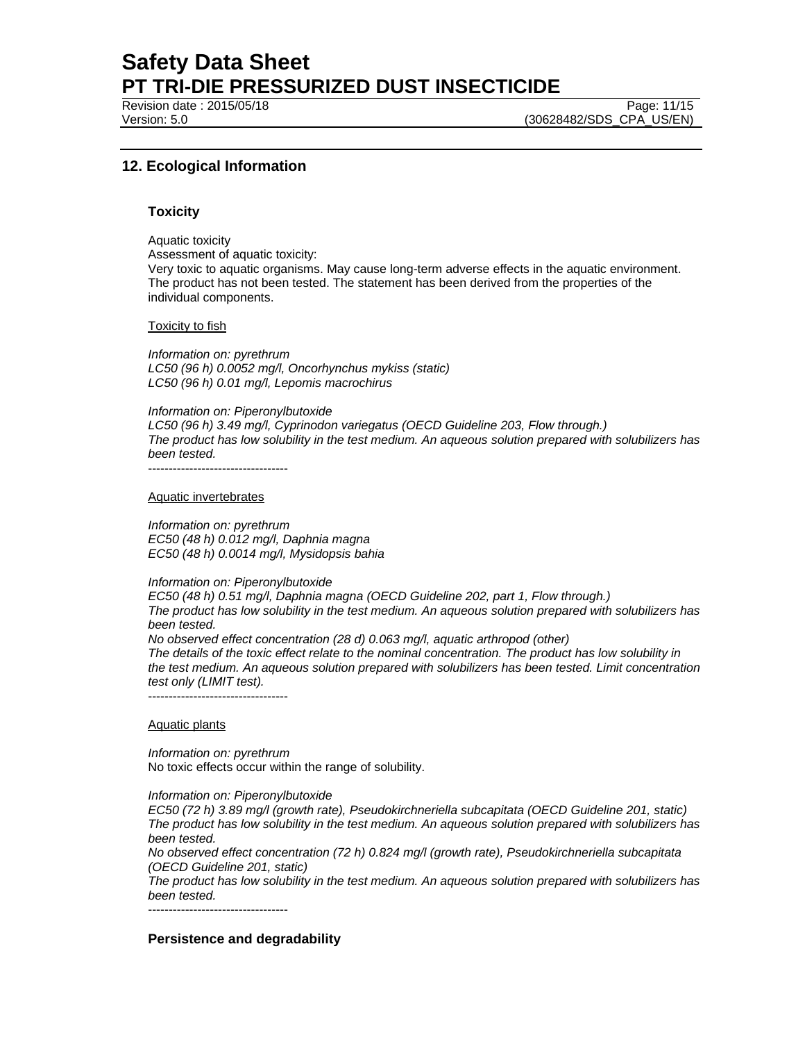## 12. Ecological Information

### Toxicity

Aquatic toxicity
Assessment of aquatic toxicity:
Very toxic to aquatic organisms. May cause long-term adverse effects in the aquatic environment. The product has not been tested. The statement has been derived from the properties of the individual components.

Toxicity to fish

*Information on: pyrethrum*
*LC50 (96 h) 0.0052 mg/l, Oncorhynchus mykiss (static)*
*LC50 (96 h) 0.01 mg/l, Lepomis macrochirus*

*Information on: Piperonylbutoxide*
*LC50 (96 h) 3.49 mg/l, Cyprinodon variegatus (OECD Guideline 203, Flow through.)*
*The product has low solubility in the test medium. An aqueous solution prepared with solubilizers has been tested.*
----------------------------------

Aquatic invertebrates

*Information on: pyrethrum*
*EC50 (48 h) 0.012 mg/l, Daphnia magna*
*EC50 (48 h) 0.0014 mg/l, Mysidopsis bahia*

*Information on: Piperonylbutoxide*
*EC50 (48 h) 0.51 mg/l, Daphnia magna (OECD Guideline 202, part 1, Flow through.)*
*The product has low solubility in the test medium. An aqueous solution prepared with solubilizers has been tested.*
*No observed effect concentration (28 d) 0.063 mg/l, aquatic arthropod (other)*
*The details of the toxic effect relate to the nominal concentration. The product has low solubility in the test medium. An aqueous solution prepared with solubilizers has been tested. Limit concentration test only (LIMIT test).*
----------------------------------

Aquatic plants

*Information on: pyrethrum*
No toxic effects occur within the range of solubility.

*Information on: Piperonylbutoxide*
*EC50 (72 h) 3.89 mg/l (growth rate), Pseudokirchneriella subcapitata (OECD Guideline 201, static)*
*The product has low solubility in the test medium. An aqueous solution prepared with solubilizers has been tested.*
*No observed effect concentration (72 h) 0.824 mg/l (growth rate), Pseudokirchneriella subcapitata (OECD Guideline 201, static)*
*The product has low solubility in the test medium. An aqueous solution prepared with solubilizers has been tested.*
----------------------------------

### Persistence and degradability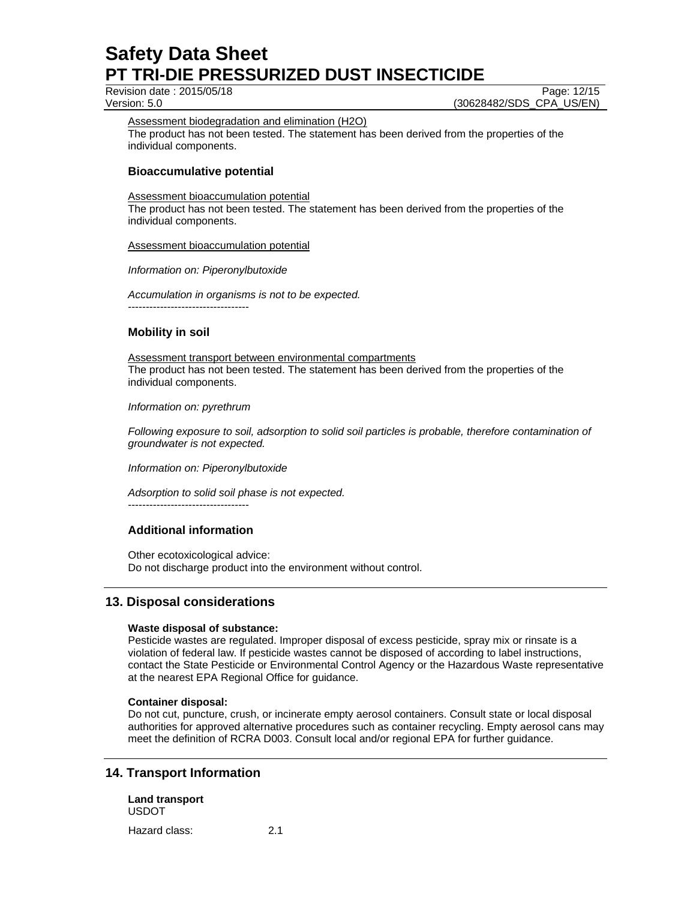Assessment biodegradation and elimination ($H_2O$)
The product has not been tested. The statement has been derived from the properties of the individual components.

### Bioaccumulative potential

Assessment bioaccumulation potential
The product has not been tested. The statement has been derived from the properties of the individual components.

Assessment bioaccumulation potential

*Information on: Piperonylbutoxide*

*Accumulation in organisms is not to be expected.*
----------------------------------

### Mobility in soil

Assessment transport between environmental compartments
The product has not been tested. The statement has been derived from the properties of the individual components.

*Information on: pyrethrum*

*Following exposure to soil, adsorption to solid soil particles is probable, therefore contamination of groundwater is not expected.*

*Information on: Piperonylbutoxide*

*Adsorption to solid soil phase is not expected.*
----------------------------------

### Additional information

Other ecotoxicological advice:
Do not discharge product into the environment without control.

## 13. Disposal considerations

**Waste disposal of substance:**
Pesticide wastes are regulated. Improper disposal of excess pesticide, spray mix or rinsate is a violation of federal law. If pesticide wastes cannot be disposed of according to label instructions, contact the State Pesticide or Environmental Control Agency or the Hazardous Waste representative at the nearest EPA Regional Office for guidance.

**Container disposal:**
Do not cut, puncture, crush, or incinerate empty aerosol containers. Consult state or local disposal authorities for approved alternative procedures such as container recycling. Empty aerosol cans may meet the definition of RCRA D003. Consult local and/or regional EPA for further guidance.

## 14. Transport Information

**Land transport**
USDOT

Hazard class: 2.1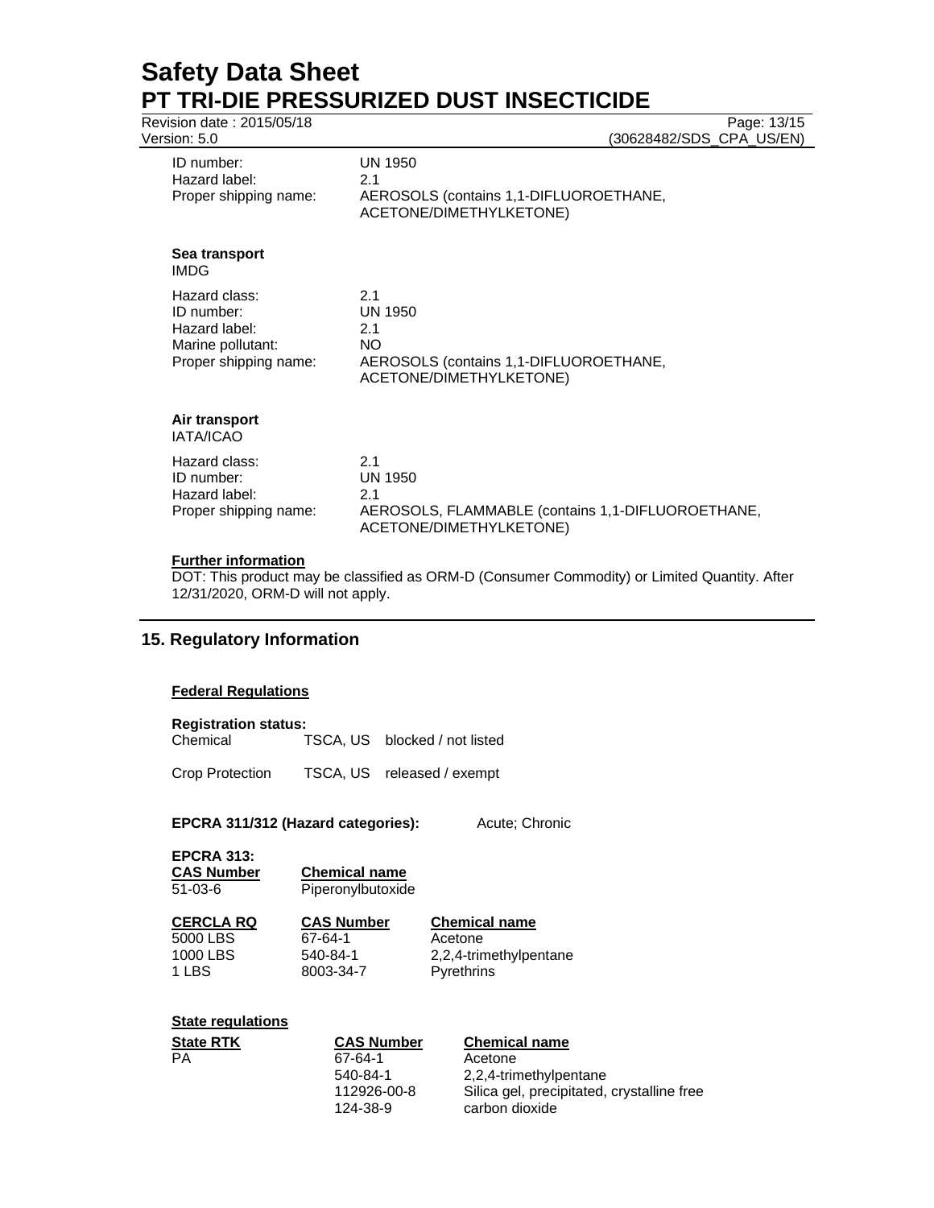| | |
|---|---|
| ID number: | UN 1950 |
| Hazard label: | 2.1 |
| Proper shipping name: | AEROSOLS (contains 1,1-DIFLUOROETHANE, ACETONE/DIMETHYLKETONE) |

**Sea transport**
IMDG

| | |
|---|---|
| Hazard class: | 2.1 |
| ID number: | UN 1950 |
| Hazard label: | 2.1 |
| Marine pollutant: | NO |
| Proper shipping name: | AEROSOLS (contains 1,1-DIFLUOROETHANE, ACETONE/DIMETHYLKETONE) |

**Air transport**
IATA/ICAO

| | |
|---|---|
| Hazard class: | 2.1 |
| ID number: | UN 1950 |
| Hazard label: | 2.1 |
| Proper shipping name: | AEROSOLS, FLAMMABLE (contains 1,1-DIFLUOROETHANE, ACETONE/DIMETHYLKETONE) |

**Further information**
DOT: This product may be classified as ORM-D (Consumer Commodity) or Limited Quantity. After 12/31/2020, ORM-D will not apply.

## 15. Regulatory Information

**Federal Regulations**

**Registration status:**

| | | |
|---|---|---|
| Chemical | TSCA, US | blocked / not listed |
| Crop Protection | TSCA, US | released / exempt |

**EPCRA 311/312 (Hazard categories):** Acute; Chronic

**EPCRA 313:**

| CAS Number | Chemical name |
|---|---|
| 51-03-6 | Piperonylbutoxide |

| CERCLA RQ | CAS Number | Chemical name |
|---|---|---|
| 5000 LBS | 67-64-1 | Acetone |
| 1000 LBS | 540-84-1 | 2,2,4-trimethylpentane |
| 1 LBS | 8003-34-7 | Pyrethrins |

**State regulations**

| State RTK | CAS Number | Chemical name |
|---|---|---|
| PA | 67-64-1 | Acetone |
| | 540-84-1 | 2,2,4-trimethylpentane |
| | 112926-00-8 | Silica gel, precipitated, crystalline free |
| | 124-38-9 | carbon dioxide |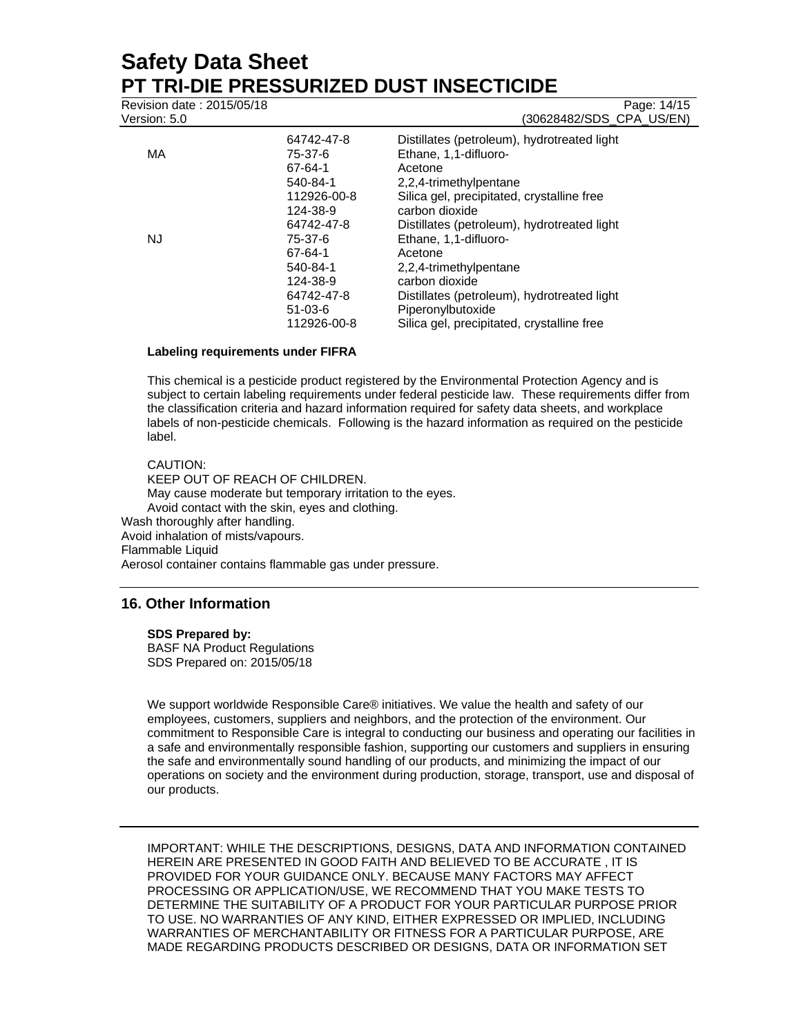| | | |
|---|---|---|
| | 64742-47-8 | Distillates (petroleum), hydrotreated light |
| MA | 75-37-6 | Ethane, 1,1-difluoro- |
| | 67-64-1 | Acetone |
| | 540-84-1 | 2,2,4-trimethylpentane |
| | 112926-00-8 | Silica gel, precipitated, crystalline free |
| | 124-38-9 | carbon dioxide |
| | 64742-47-8 | Distillates (petroleum), hydrotreated light |
| NJ | 75-37-6 | Ethane, 1,1-difluoro- |
| | 67-64-1 | Acetone |
| | 540-84-1 | 2,2,4-trimethylpentane |
| | 124-38-9 | carbon dioxide |
| | 64742-47-8 | Distillates (petroleum), hydrotreated light |
| | 51-03-6 | Piperonylbutoxide |
| | 112926-00-8 | Silica gel, precipitated, crystalline free |

**Labeling requirements under FIFRA**

This chemical is a pesticide product registered by the Environmental Protection Agency and is subject to certain labeling requirements under federal pesticide law. These requirements differ from the classification criteria and hazard information required for safety data sheets, and workplace labels of non-pesticide chemicals. Following is the hazard information as required on the pesticide label.

CAUTION:
KEEP OUT OF REACH OF CHILDREN.
May cause moderate but temporary irritation to the eyes.
Avoid contact with the skin, eyes and clothing.
Wash thoroughly after handling.
Avoid inhalation of mists/vapours.
Flammable Liquid
Aerosol container contains flammable gas under pressure.

## 16. Other Information

**SDS Prepared by:**
BASF NA Product Regulations
SDS Prepared on: 2015/05/18

We support worldwide Responsible Care® initiatives. We value the health and safety of our employees, customers, suppliers and neighbors, and the protection of the environment. Our commitment to Responsible Care is integral to conducting our business and operating our facilities in a safe and environmentally responsible fashion, supporting our customers and suppliers in ensuring the safe and environmentally sound handling of our products, and minimizing the impact of our operations on society and the environment during production, storage, transport, use and disposal of our products.

---

IMPORTANT: WHILE THE DESCRIPTIONS, DESIGNS, DATA AND INFORMATION CONTAINED HEREIN ARE PRESENTED IN GOOD FAITH AND BELIEVED TO BE ACCURATE , IT IS PROVIDED FOR YOUR GUIDANCE ONLY. BECAUSE MANY FACTORS MAY AFFECT PROCESSING OR APPLICATION/USE, WE RECOMMEND THAT YOU MAKE TESTS TO DETERMINE THE SUITABILITY OF A PRODUCT FOR YOUR PARTICULAR PURPOSE PRIOR TO USE. NO WARRANTIES OF ANY KIND, EITHER EXPRESSED OR IMPLIED, INCLUDING WARRANTIES OF MERCHANTABILITY OR FITNESS FOR A PARTICULAR PURPOSE, ARE MADE REGARDING PRODUCTS DESCRIBED OR DESIGNS, DATA OR INFORMATION SET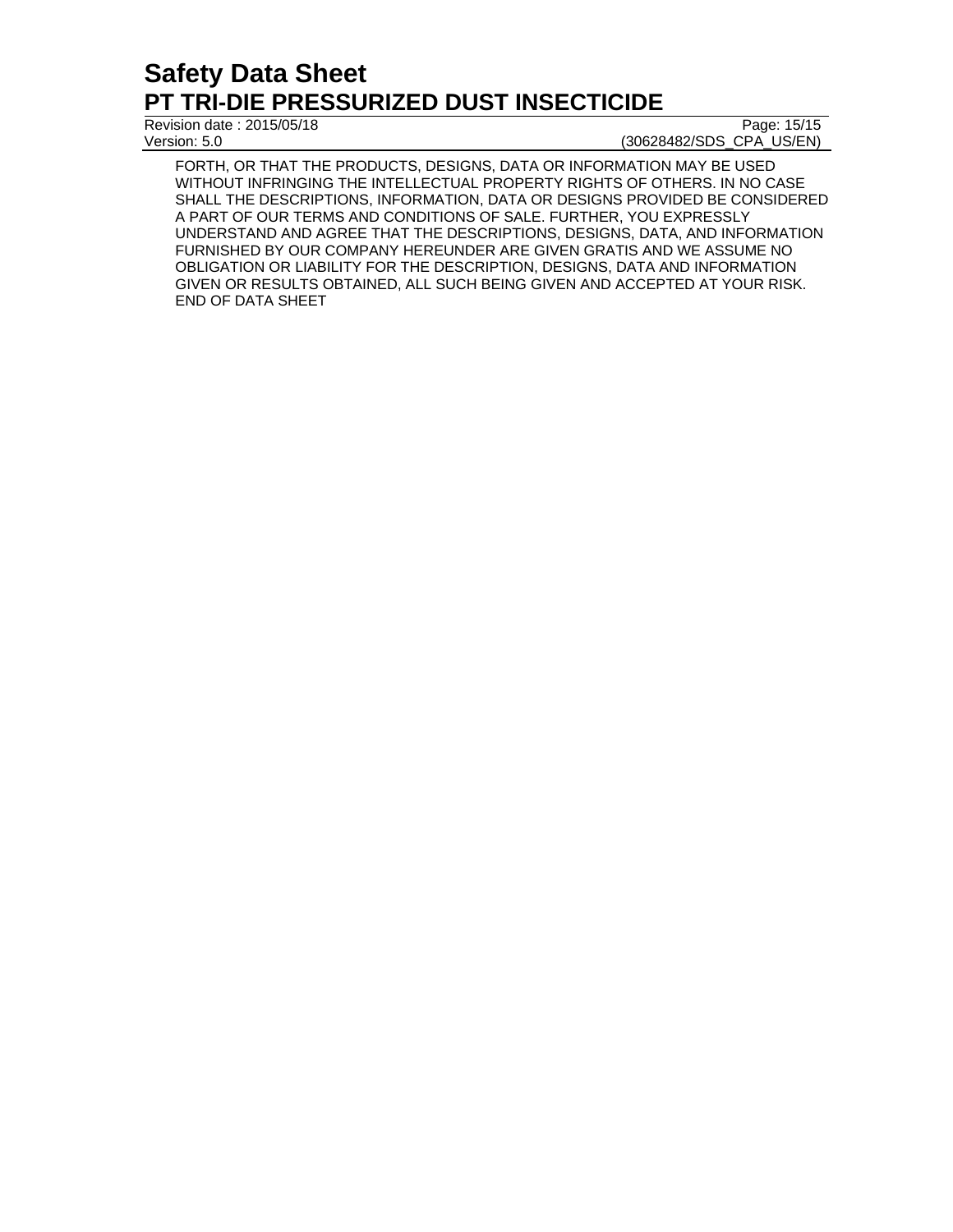FORTH, OR THAT THE PRODUCTS, DESIGNS, DATA OR INFORMATION MAY BE USED WITHOUT INFRINGING THE INTELLECTUAL PROPERTY RIGHTS OF OTHERS. IN NO CASE SHALL THE DESCRIPTIONS, INFORMATION, DATA OR DESIGNS PROVIDED BE CONSIDERED A PART OF OUR TERMS AND CONDITIONS OF SALE. FURTHER, YOU EXPRESSLY UNDERSTAND AND AGREE THAT THE DESCRIPTIONS, DESIGNS, DATA, AND INFORMATION FURNISHED BY OUR COMPANY HEREUNDER ARE GIVEN GRATIS AND WE ASSUME NO OBLIGATION OR LIABILITY FOR THE DESCRIPTION, DESIGNS, DATA AND INFORMATION GIVEN OR RESULTS OBTAINED, ALL SUCH BEING GIVEN AND ACCEPTED AT YOUR RISK.
END OF DATA SHEET